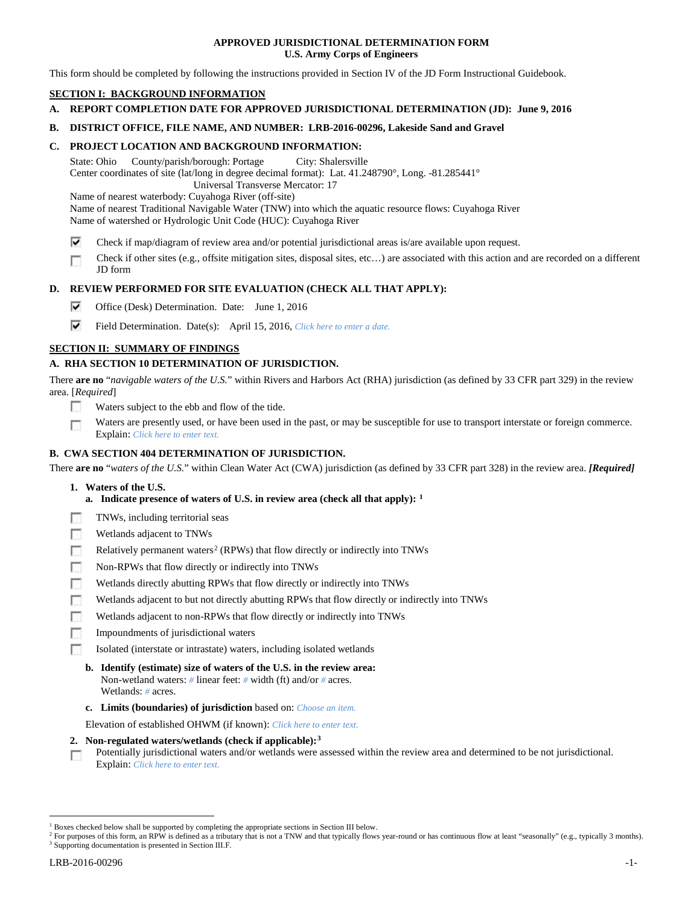**APPROVED JURISDICTIONAL DETERMINATION FORM**
**U.S. Army Corps of Engineers**

This form should be completed by following the instructions provided in Section IV of the JD Form Instructional Guidebook.

## SECTION I: BACKGROUND INFORMATION

**A. REPORT COMPLETION DATE FOR APPROVED JURISDICTIONAL DETERMINATION (JD): June 9, 2016**

**B. DISTRICT OFFICE, FILE NAME, AND NUMBER: LRB-2016-00296, Lakeside Sand and Gravel**

**C. PROJECT LOCATION AND BACKGROUND INFORMATION:**

State: Ohio County/parish/borough: Portage City: Shalersville
Center coordinates of site (lat/long in degree decimal format): Lat. 41.248790°, Long. -81.285441°
Universal Transverse Mercator: 17
Name of nearest waterbody: Cuyahoga River (off-site)
Name of nearest Traditional Navigable Water (TNW) into which the aquatic resource flows: Cuyahoga River
Name of watershed or Hydrologic Unit Code (HUC): Cuyahoga River

☑ Check if map/diagram of review area and/or potential jurisdictional areas is/are available upon request.

☐ Check if other sites (e.g., offsite mitigation sites, disposal sites, etc…) are associated with this action and are recorded on a different JD form

**D. REVIEW PERFORMED FOR SITE EVALUATION (CHECK ALL THAT APPLY):**

☑ Office (Desk) Determination. Date: June 1, 2016

☑ Field Determination. Date(s): April 15, 2016, *Click here to enter a date.*

## SECTION II: SUMMARY OF FINDINGS

**A. RHA SECTION 10 DETERMINATION OF JURISDICTION.**

There **are no** "*navigable waters of the U.S.*" within Rivers and Harbors Act (RHA) jurisdiction (as defined by 33 CFR part 329) in the review area. [*Required*]

☐ Waters subject to the ebb and flow of the tide.

☐ Waters are presently used, or have been used in the past, or may be susceptible for use to transport interstate or foreign commerce. Explain: *Click here to enter text.*

**B. CWA SECTION 404 DETERMINATION OF JURISDICTION.**

There **are no** "*waters of the U.S.*" within Clean Water Act (CWA) jurisdiction (as defined by 33 CFR part 328) in the review area. ***[Required]***

**1. Waters of the U.S.**

**a. Indicate presence of waters of U.S. in review area (check all that apply):** [1]

☐ TNWs, including territorial seas

☐ Wetlands adjacent to TNWs

☐ Relatively permanent waters[2] (RPWs) that flow directly or indirectly into TNWs

☐ Non-RPWs that flow directly or indirectly into TNWs

☐ Wetlands directly abutting RPWs that flow directly or indirectly into TNWs

☐ Wetlands adjacent to but not directly abutting RPWs that flow directly or indirectly into TNWs

☐ Wetlands adjacent to non-RPWs that flow directly or indirectly into TNWs

☐ Impoundments of jurisdictional waters

☐ Isolated (interstate or intrastate) waters, including isolated wetlands

**b. Identify (estimate) size of waters of the U.S. in the review area:**
Non-wetland waters: *#* linear feet: *#* width (ft) and/or *#* acres.
Wetlands: *#* acres.

**c. Limits (boundaries) of jurisdiction** based on: *Choose an item.*

Elevation of established OHWM (if known): *Click here to enter text.*

**2. Non-regulated waters/wetlands (check if applicable):**[3]

☐ Potentially jurisdictional waters and/or wetlands were assessed within the review area and determined to be not jurisdictional. Explain: *Click here to enter text.*

---

[1] Boxes checked below shall be supported by completing the appropriate sections in Section III below.
[2] For purposes of this form, an RPW is defined as a tributary that is not a TNW and that typically flows year-round or has continuous flow at least "seasonally" (e.g., typically 3 months).
[3] Supporting documentation is presented in Section III.F.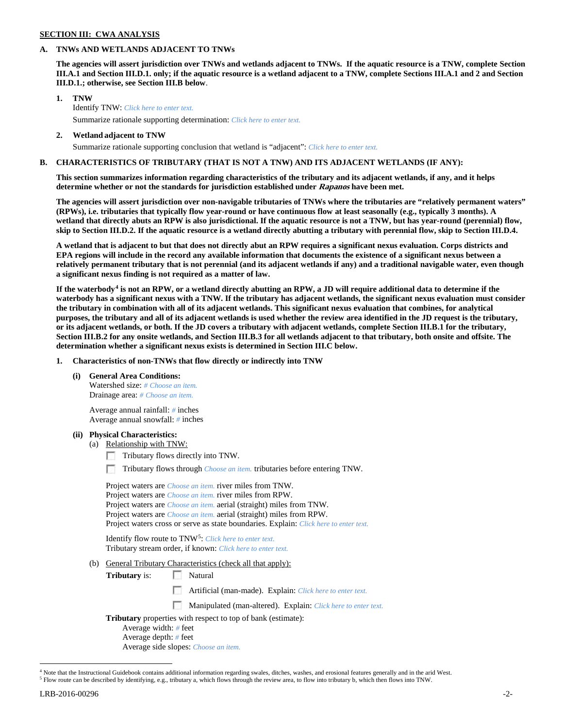**SECTION III: CWA ANALYSIS**

**A. TNWs AND WETLANDS ADJACENT TO TNWs**

**The agencies will assert jurisdiction over TNWs and wetlands adjacent to TNWs. If the aquatic resource is a TNW, complete Section III.A.1 and Section III.D.1. only; if the aquatic resource is a wetland adjacent to a TNW, complete Sections III.A.1 and 2 and Section III.D.1.; otherwise, see Section III.B below**.

**1. TNW**

Identify TNW: *Click here to enter text.*

Summarize rationale supporting determination: *Click here to enter text.*

**2. Wetland adjacent to TNW**

Summarize rationale supporting conclusion that wetland is "adjacent": *Click here to enter text.*

**B. CHARACTERISTICS OF TRIBUTARY (THAT IS NOT A TNW) AND ITS ADJACENT WETLANDS (IF ANY):**

**This section summarizes information regarding characteristics of the tributary and its adjacent wetlands, if any, and it helps determine whether or not the standards for jurisdiction established under *Rapanos* have been met.**

**The agencies will assert jurisdiction over non-navigable tributaries of TNWs where the tributaries are "relatively permanent waters" (RPWs), i.e. tributaries that typically flow year-round or have continuous flow at least seasonally (e.g., typically 3 months). A wetland that directly abuts an RPW is also jurisdictional. If the aquatic resource is not a TNW, but has year-round (perennial) flow, skip to Section III.D.2. If the aquatic resource is a wetland directly abutting a tributary with perennial flow, skip to Section III.D.4.**

**A wetland that is adjacent to but that does not directly abut an RPW requires a significant nexus evaluation. Corps districts and EPA regions will include in the record any available information that documents the existence of a significant nexus between a relatively permanent tributary that is not perennial (and its adjacent wetlands if any) and a traditional navigable water, even though a significant nexus finding is not required as a matter of law.**

**If the waterbody[4] is not an RPW, or a wetland directly abutting an RPW, a JD will require additional data to determine if the waterbody has a significant nexus with a TNW. If the tributary has adjacent wetlands, the significant nexus evaluation must consider the tributary in combination with all of its adjacent wetlands. This significant nexus evaluation that combines, for analytical purposes, the tributary and all of its adjacent wetlands is used whether the review area identified in the JD request is the tributary, or its adjacent wetlands, or both. If the JD covers a tributary with adjacent wetlands, complete Section III.B.1 for the tributary, Section III.B.2 for any onsite wetlands, and Section III.B.3 for all wetlands adjacent to that tributary, both onsite and offsite. The determination whether a significant nexus exists is determined in Section III.C below.**

**1. Characteristics of non-TNWs that flow directly or indirectly into TNW**

**(i) General Area Conditions:**

Watershed size: *# Choose an item.*
Drainage area: *# Choose an item.*

Average annual rainfall: *#* inches
Average annual snowfall: *#* inches

**(ii) Physical Characteristics:**

(a) Relationship with TNW:

☐ Tributary flows directly into TNW.

☐ Tributary flows through *Choose an item.* tributaries before entering TNW.

Project waters are *Choose an item.* river miles from TNW.
Project waters are *Choose an item.* river miles from RPW.
Project waters are *Choose an item.* aerial (straight) miles from TNW.
Project waters are *Choose an item.* aerial (straight) miles from RPW.
Project waters cross or serve as state boundaries. Explain: *Click here to enter text.*

Identify flow route to TNW[5]: *Click here to enter text.*
Tributary stream order, if known: *Click here to enter text.*

(b) General Tributary Characteristics (check all that apply):

**Tributary** is: ☐ Natural

☐ Artificial (man-made). Explain: *Click here to enter text.*

☐ Manipulated (man-altered). Explain: *Click here to enter text.*

**Tributary** properties with respect to top of bank (estimate):
Average width: *#* feet
Average depth: *#* feet
Average side slopes: *Choose an item.*

---

[4] Note that the Instructional Guidebook contains additional information regarding swales, ditches, washes, and erosional features generally and in the arid West.
[5] Flow route can be described by identifying, e.g., tributary a, which flows through the review area, to flow into tributary b, which then flows into TNW.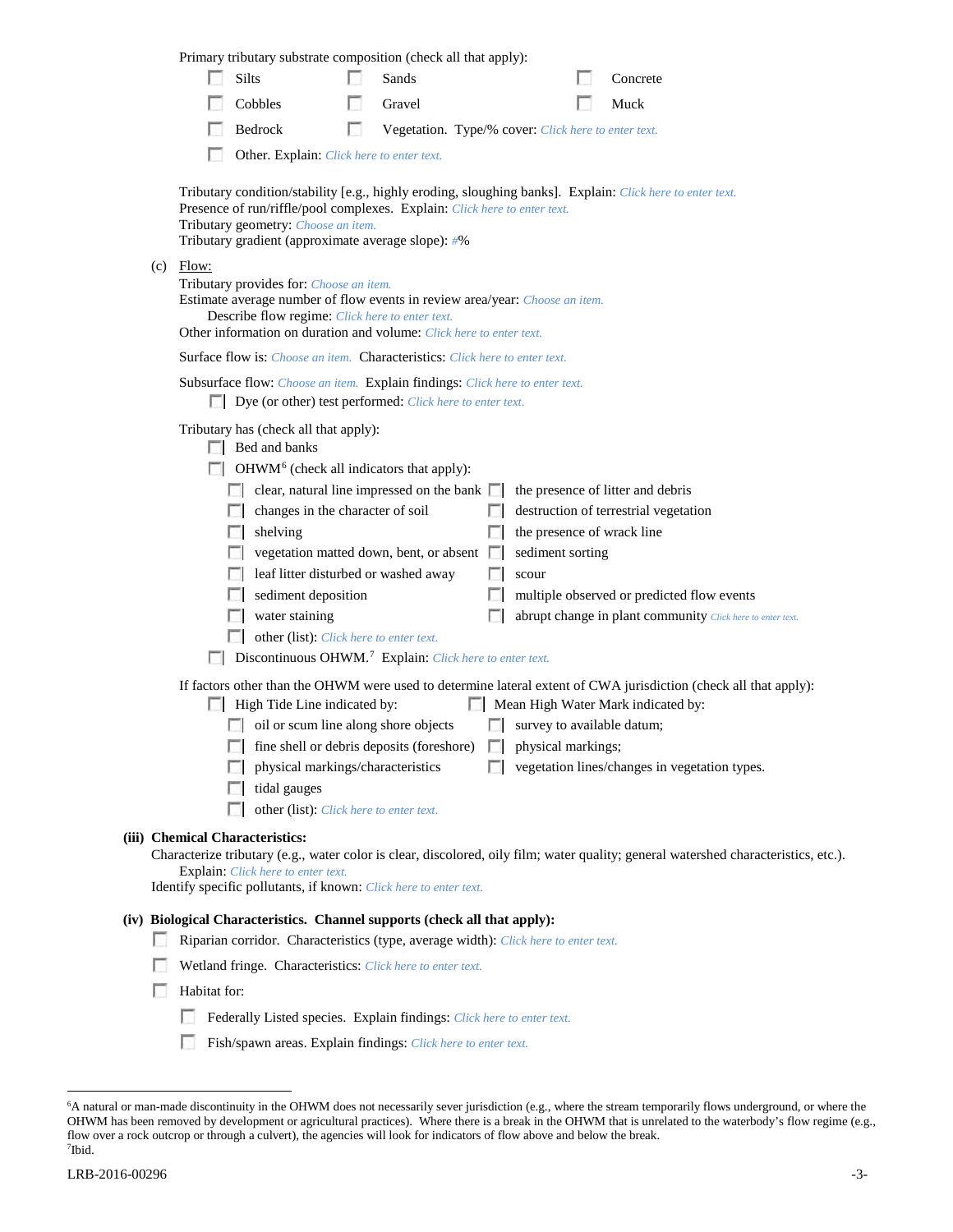Primary tributary substrate composition (check all that apply):

☐ Silts ☐ Sands ☐ Concrete
☐ Cobbles ☐ Gravel ☐ Muck
☐ Bedrock ☐ Vegetation. Type/% cover: *Click here to enter text.*
☐ Other. Explain: *Click here to enter text.*

Tributary condition/stability [e.g., highly eroding, sloughing banks]. Explain: *Click here to enter text.*
Presence of run/riffle/pool complexes. Explain: *Click here to enter text.*
Tributary geometry: *Choose an item.*
Tributary gradient (approximate average slope): *#*%

(c) Flow:

Tributary provides for: *Choose an item.*
Estimate average number of flow events in review area/year: *Choose an item.*
Describe flow regime: *Click here to enter text.*
Other information on duration and volume: *Click here to enter text.*

Surface flow is: *Choose an item.* Characteristics: *Click here to enter text.*

Subsurface flow: *Choose an item.* Explain findings: *Click here to enter text.*
☐ Dye (or other) test performed: *Click here to enter text.*

Tributary has (check all that apply):
☐ Bed and banks
☐ OHWM[6] (check all indicators that apply):
☐ clear, natural line impressed on the bank ☐ the presence of litter and debris
☐ changes in the character of soil ☐ destruction of terrestrial vegetation
☐ shelving ☐ the presence of wrack line
☐ vegetation matted down, bent, or absent ☐ sediment sorting
☐ leaf litter disturbed or washed away ☐ scour
☐ sediment deposition ☐ multiple observed or predicted flow events
☐ water staining ☐ abrupt change in plant community *Click here to enter text.*
☐ other (list): *Click here to enter text.*
☐ Discontinuous OHWM.[7] Explain: *Click here to enter text.*

If factors other than the OHWM were used to determine lateral extent of CWA jurisdiction (check all that apply):
☐ High Tide Line indicated by: ☐ Mean High Water Mark indicated by:
☐ oil or scum line along shore objects ☐ survey to available datum;
☐ fine shell or debris deposits (foreshore) ☐ physical markings;
☐ physical markings/characteristics ☐ vegetation lines/changes in vegetation types.
☐ tidal gauges
☐ other (list): *Click here to enter text.*

**(iii) Chemical Characteristics:**

Characterize tributary (e.g., water color is clear, discolored, oily film; water quality; general watershed characteristics, etc.).
Explain: *Click here to enter text.*
Identify specific pollutants, if known: *Click here to enter text.*

**(iv) Biological Characteristics. Channel supports (check all that apply):**

☐ Riparian corridor. Characteristics (type, average width): *Click here to enter text.*
☐ Wetland fringe. Characteristics: *Click here to enter text.*
☐ Habitat for:
☐ Federally Listed species. Explain findings: *Click here to enter text.*
☐ Fish/spawn areas. Explain findings: *Click here to enter text.*

---

[6]A natural or man-made discontinuity in the OHWM does not necessarily sever jurisdiction (e.g., where the stream temporarily flows underground, or where the OHWM has been removed by development or agricultural practices). Where there is a break in the OHWM that is unrelated to the waterbody's flow regime (e.g., flow over a rock outcrop or through a culvert), the agencies will look for indicators of flow above and below the break.
[7]Ibid.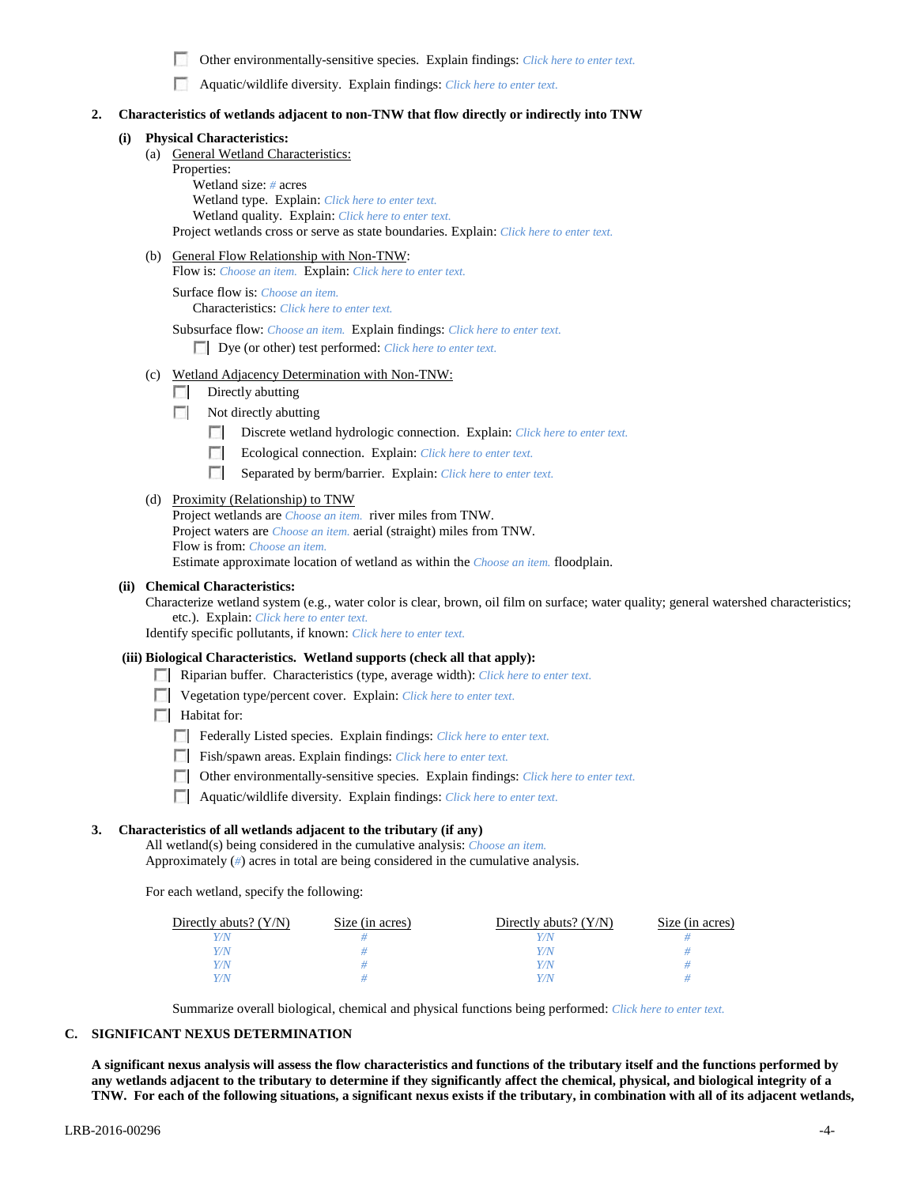- ☐ Other environmentally-sensitive species. Explain findings: *Click here to enter text.*
- ☐ Aquatic/wildlife diversity. Explain findings: *Click here to enter text.*

**2. Characteristics of wetlands adjacent to non-TNW that flow directly or indirectly into TNW**

**(i) Physical Characteristics:**

(a) General Wetland Characteristics:

Properties:

Wetland size: *#* acres

Wetland type. Explain: *Click here to enter text.*

Wetland quality. Explain: *Click here to enter text.*

Project wetlands cross or serve as state boundaries. Explain: *Click here to enter text.*

(b) General Flow Relationship with Non-TNW:

Flow is: *Choose an item.* Explain: *Click here to enter text.*

Surface flow is: *Choose an item.*

Characteristics: *Click here to enter text.*

Subsurface flow: *Choose an item.* Explain findings: *Click here to enter text.*

- ☐ Dye (or other) test performed: *Click here to enter text.*

(c) Wetland Adjacency Determination with Non-TNW:

- ☐ Directly abutting
- ☐ Not directly abutting
  - ☐ Discrete wetland hydrologic connection. Explain: *Click here to enter text.*
  - ☐ Ecological connection. Explain: *Click here to enter text.*
  - ☐ Separated by berm/barrier. Explain: *Click here to enter text.*

(d) Proximity (Relationship) to TNW

Project wetlands are *Choose an item.* river miles from TNW.

Project waters are *Choose an item.* aerial (straight) miles from TNW.

Flow is from: *Choose an item.*

Estimate approximate location of wetland as within the *Choose an item.* floodplain.

**(ii) Chemical Characteristics:**

Characterize wetland system (e.g., water color is clear, brown, oil film on surface; water quality; general watershed characteristics; etc.). Explain: *Click here to enter text.*

Identify specific pollutants, if known: *Click here to enter text.*

**(iii) Biological Characteristics. Wetland supports (check all that apply):**

- ☐ Riparian buffer. Characteristics (type, average width): *Click here to enter text.*
- ☐ Vegetation type/percent cover. Explain: *Click here to enter text.*
- ☐ Habitat for:
  - ☐ Federally Listed species. Explain findings: *Click here to enter text.*
  - ☐ Fish/spawn areas. Explain findings: *Click here to enter text.*
  - ☐ Other environmentally-sensitive species. Explain findings: *Click here to enter text.*
  - ☐ Aquatic/wildlife diversity. Explain findings: *Click here to enter text.*

**3. Characteristics of all wetlands adjacent to the tributary (if any)**

All wetland(s) being considered in the cumulative analysis: *Choose an item.*

Approximately (*#*) acres in total are being considered in the cumulative analysis.

For each wetland, specify the following:

| Directly abuts? (Y/N) | Size (in acres) | Directly abuts? (Y/N) | Size (in acres) |
|---|---|---|---|
| *Y/N* | *#* | *Y/N* | *#* |
| *Y/N* | *#* | *Y/N* | *#* |
| *Y/N* | *#* | *Y/N* | *#* |
| *Y/N* | *#* | *Y/N* | *#* |

Summarize overall biological, chemical and physical functions being performed: *Click here to enter text.*

## C. SIGNIFICANT NEXUS DETERMINATION

**A significant nexus analysis will assess the flow characteristics and functions of the tributary itself and the functions performed by any wetlands adjacent to the tributary to determine if they significantly affect the chemical, physical, and biological integrity of a TNW. For each of the following situations, a significant nexus exists if the tributary, in combination with all of its adjacent wetlands,**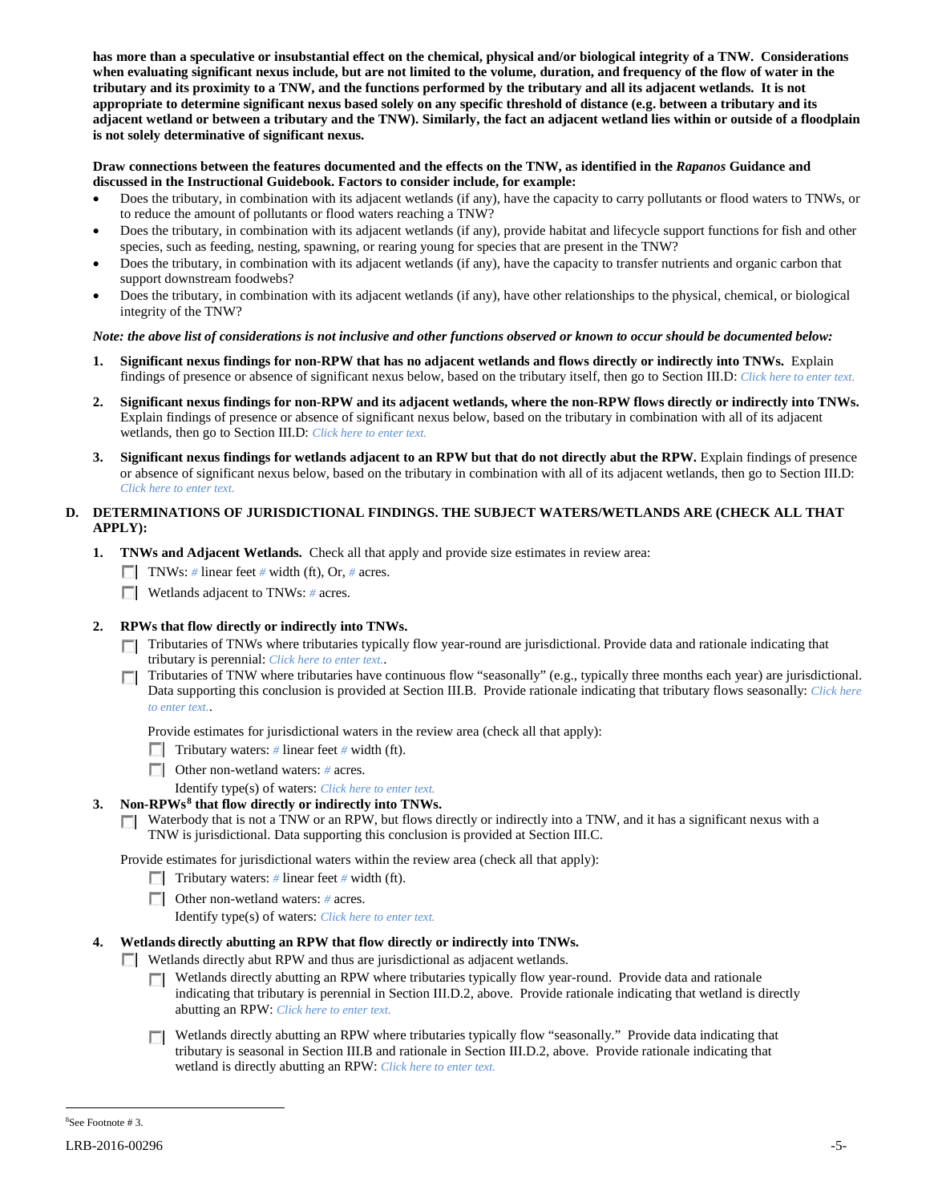**has more than a speculative or insubstantial effect on the chemical, physical and/or biological integrity of a TNW. Considerations when evaluating significant nexus include, but are not limited to the volume, duration, and frequency of the flow of water in the tributary and its proximity to a TNW, and the functions performed by the tributary and all its adjacent wetlands. It is not appropriate to determine significant nexus based solely on any specific threshold of distance (e.g. between a tributary and its adjacent wetland or between a tributary and the TNW). Similarly, the fact an adjacent wetland lies within or outside of a floodplain is not solely determinative of significant nexus.**

**Draw connections between the features documented and the effects on the TNW, as identified in the *Rapanos* Guidance and discussed in the Instructional Guidebook. Factors to consider include, for example:**

- Does the tributary, in combination with its adjacent wetlands (if any), have the capacity to carry pollutants or flood waters to TNWs, or to reduce the amount of pollutants or flood waters reaching a TNW?
- Does the tributary, in combination with its adjacent wetlands (if any), provide habitat and lifecycle support functions for fish and other species, such as feeding, nesting, spawning, or rearing young for species that are present in the TNW?
- Does the tributary, in combination with its adjacent wetlands (if any), have the capacity to transfer nutrients and organic carbon that support downstream foodwebs?
- Does the tributary, in combination with its adjacent wetlands (if any), have other relationships to the physical, chemical, or biological integrity of the TNW?

***Note: the above list of considerations is not inclusive and other functions observed or known to occur should be documented below:***

1. **Significant nexus findings for non-RPW that has no adjacent wetlands and flows directly or indirectly into TNWs.** Explain findings of presence or absence of significant nexus below, based on the tributary itself, then go to Section III.D: *Click here to enter text.*

2. **Significant nexus findings for non-RPW and its adjacent wetlands, where the non-RPW flows directly or indirectly into TNWs.** Explain findings of presence or absence of significant nexus below, based on the tributary in combination with all of its adjacent wetlands, then go to Section III.D: *Click here to enter text.*

3. **Significant nexus findings for wetlands adjacent to an RPW but that do not directly abut the RPW.** Explain findings of presence or absence of significant nexus below, based on the tributary in combination with all of its adjacent wetlands, then go to Section III.D: *Click here to enter text.*

## D. DETERMINATIONS OF JURISDICTIONAL FINDINGS. THE SUBJECT WATERS/WETLANDS ARE (CHECK ALL THAT APPLY):

1. **TNWs and Adjacent Wetlands.** Check all that apply and provide size estimates in review area:
   - ☐ TNWs: *#* linear feet *#* width (ft), Or, *#* acres.
   - ☐ Wetlands adjacent to TNWs: *#* acres.

2. **RPWs that flow directly or indirectly into TNWs.**
   - ☐ Tributaries of TNWs where tributaries typically flow year-round are jurisdictional. Provide data and rationale indicating that tributary is perennial: *Click here to enter text.*.
   - ☐ Tributaries of TNW where tributaries have continuous flow "seasonally" (e.g., typically three months each year) are jurisdictional. Data supporting this conclusion is provided at Section III.B. Provide rationale indicating that tributary flows seasonally: *Click here to enter text.*.

   Provide estimates for jurisdictional waters in the review area (check all that apply):
   - ☐ Tributary waters: *#* linear feet *#* width (ft).
   - ☐ Other non-wetland waters: *#* acres.

     Identify type(s) of waters: *Click here to enter text.*

3. **Non-RPWs[8] that flow directly or indirectly into TNWs.**
   - ☐ Waterbody that is not a TNW or an RPW, but flows directly or indirectly into a TNW, and it has a significant nexus with a TNW is jurisdictional. Data supporting this conclusion is provided at Section III.C.

   Provide estimates for jurisdictional waters within the review area (check all that apply):
   - ☐ Tributary waters: *#* linear feet *#* width (ft).
   - ☐ Other non-wetland waters: *#* acres.

     Identify type(s) of waters: *Click here to enter text.*

4. **Wetlands directly abutting an RPW that flow directly or indirectly into TNWs.**
   - ☐ Wetlands directly abut RPW and thus are jurisdictional as adjacent wetlands.
     - ☐ Wetlands directly abutting an RPW where tributaries typically flow year-round. Provide data and rationale indicating that tributary is perennial in Section III.D.2, above. Provide rationale indicating that wetland is directly abutting an RPW: *Click here to enter text.*
     - ☐ Wetlands directly abutting an RPW where tributaries typically flow "seasonally." Provide data indicating that tributary is seasonal in Section III.B and rationale in Section III.D.2, above. Provide rationale indicating that wetland is directly abutting an RPW: *Click here to enter text.*

---

[8]See Footnote # 3.

LRB-2016-00296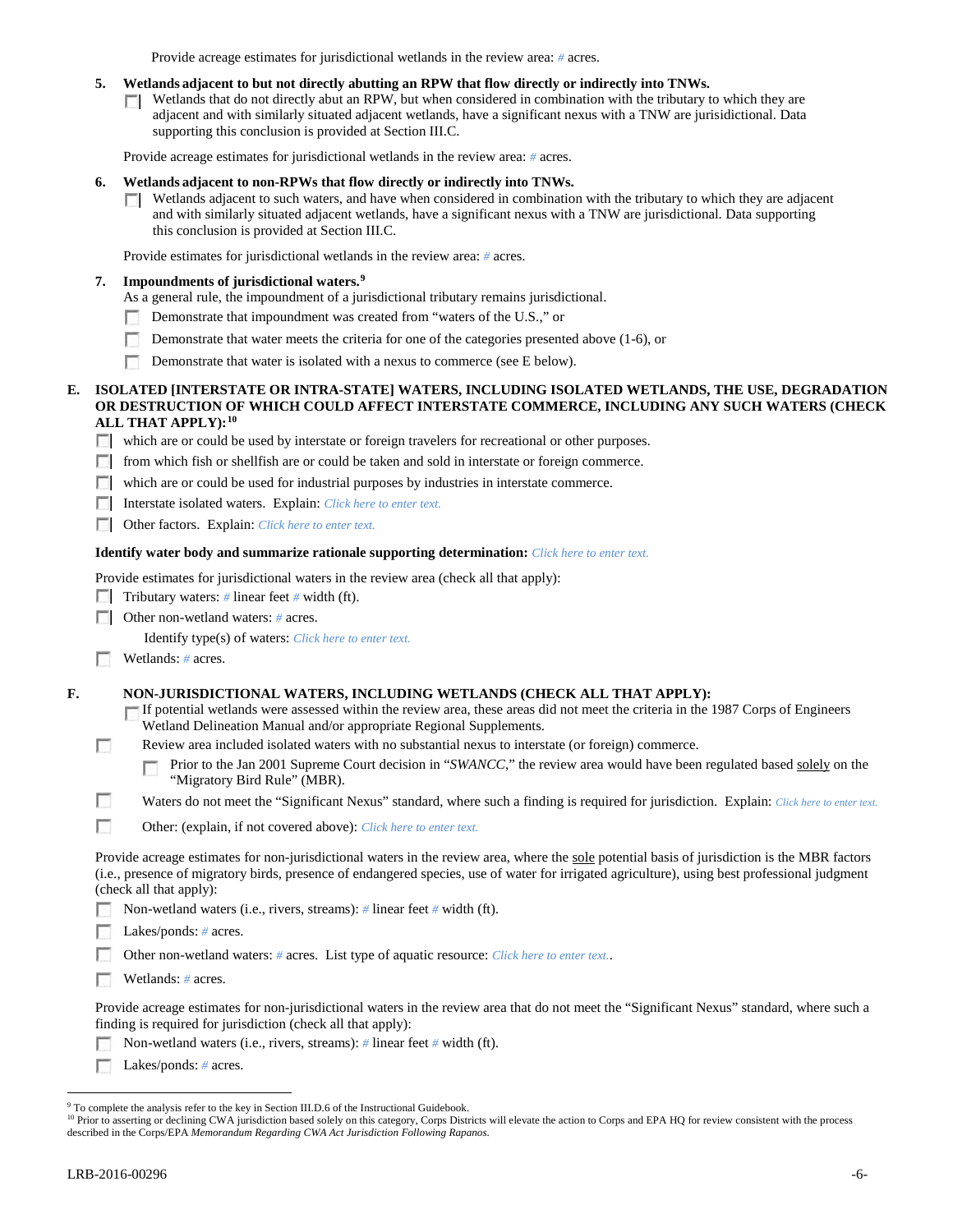Provide acreage estimates for jurisdictional wetlands in the review area: # acres.

**5. Wetlands adjacent to but not directly abutting an RPW that flow directly or indirectly into TNWs.**

☐ Wetlands that do not directly abut an RPW, but when considered in combination with the tributary to which they are adjacent and with similarly situated adjacent wetlands, have a significant nexus with a TNW are jurisdictional. Data supporting this conclusion is provided at Section III.C.

Provide acreage estimates for jurisdictional wetlands in the review area: # acres.

**6. Wetlands adjacent to non-RPWs that flow directly or indirectly into TNWs.**

☐ Wetlands adjacent to such waters, and have when considered in combination with the tributary to which they are adjacent and with similarly situated adjacent wetlands, have a significant nexus with a TNW are jurisdictional. Data supporting this conclusion is provided at Section III.C.

Provide estimates for jurisdictional wetlands in the review area: # acres.

**7. Impoundments of jurisdictional waters.**[9]

As a general rule, the impoundment of a jurisdictional tributary remains jurisdictional.

☐ Demonstrate that impoundment was created from "waters of the U.S.," or

☐ Demonstrate that water meets the criteria for one of the categories presented above (1-6), or

☐ Demonstrate that water is isolated with a nexus to commerce (see E below).

**E. ISOLATED [INTERSTATE OR INTRA-STATE] WATERS, INCLUDING ISOLATED WETLANDS, THE USE, DEGRADATION OR DESTRUCTION OF WHICH COULD AFFECT INTERSTATE COMMERCE, INCLUDING ANY SUCH WATERS (CHECK ALL THAT APPLY):**[10]

☐ which are or could be used by interstate or foreign travelers for recreational or other purposes.

☐ from which fish or shellfish are or could be taken and sold in interstate or foreign commerce.

☐ which are or could be used for industrial purposes by industries in interstate commerce.

☐ Interstate isolated waters. Explain: *Click here to enter text.*

☐ Other factors. Explain: *Click here to enter text.*

**Identify water body and summarize rationale supporting determination:** *Click here to enter text.*

Provide estimates for jurisdictional waters in the review area (check all that apply):

☐ Tributary waters: # linear feet # width (ft).

☐ Other non-wetland waters: # acres.

Identify type(s) of waters: *Click here to enter text.*

☐ Wetlands: # acres.

**F. NON-JURISDICTIONAL WATERS, INCLUDING WETLANDS (CHECK ALL THAT APPLY):**

☐ If potential wetlands were assessed within the review area, these areas did not meet the criteria in the 1987 Corps of Engineers Wetland Delineation Manual and/or appropriate Regional Supplements.

☐ Review area included isolated waters with no substantial nexus to interstate (or foreign) commerce.

☐ Prior to the Jan 2001 Supreme Court decision in "*SWANCC*," the review area would have been regulated based solely on the "Migratory Bird Rule" (MBR).

☐ Waters do not meet the "Significant Nexus" standard, where such a finding is required for jurisdiction. Explain: *Click here to enter text.*

☐ Other: (explain, if not covered above): *Click here to enter text.*

Provide acreage estimates for non-jurisdictional waters in the review area, where the sole potential basis of jurisdiction is the MBR factors (i.e., presence of migratory birds, presence of endangered species, use of water for irrigated agriculture), using best professional judgment (check all that apply):

☐ Non-wetland waters (i.e., rivers, streams): # linear feet # width (ft).

☐ Lakes/ponds: # acres.

☐ Other non-wetland waters: # acres. List type of aquatic resource: *Click here to enter text.*.

☐ Wetlands: # acres.

Provide acreage estimates for non-jurisdictional waters in the review area that do not meet the "Significant Nexus" standard, where such a finding is required for jurisdiction (check all that apply):

☐ Non-wetland waters (i.e., rivers, streams): # linear feet # width (ft).

☐ Lakes/ponds: # acres.

---

[9] To complete the analysis refer to the key in Section III.D.6 of the Instructional Guidebook.

[10] Prior to asserting or declining CWA jurisdiction based solely on this category, Corps Districts will elevate the action to Corps and EPA HQ for review consistent with the process described in the Corps/EPA *Memorandum Regarding CWA Act Jurisdiction Following Rapanos.*

LRB-2016-00296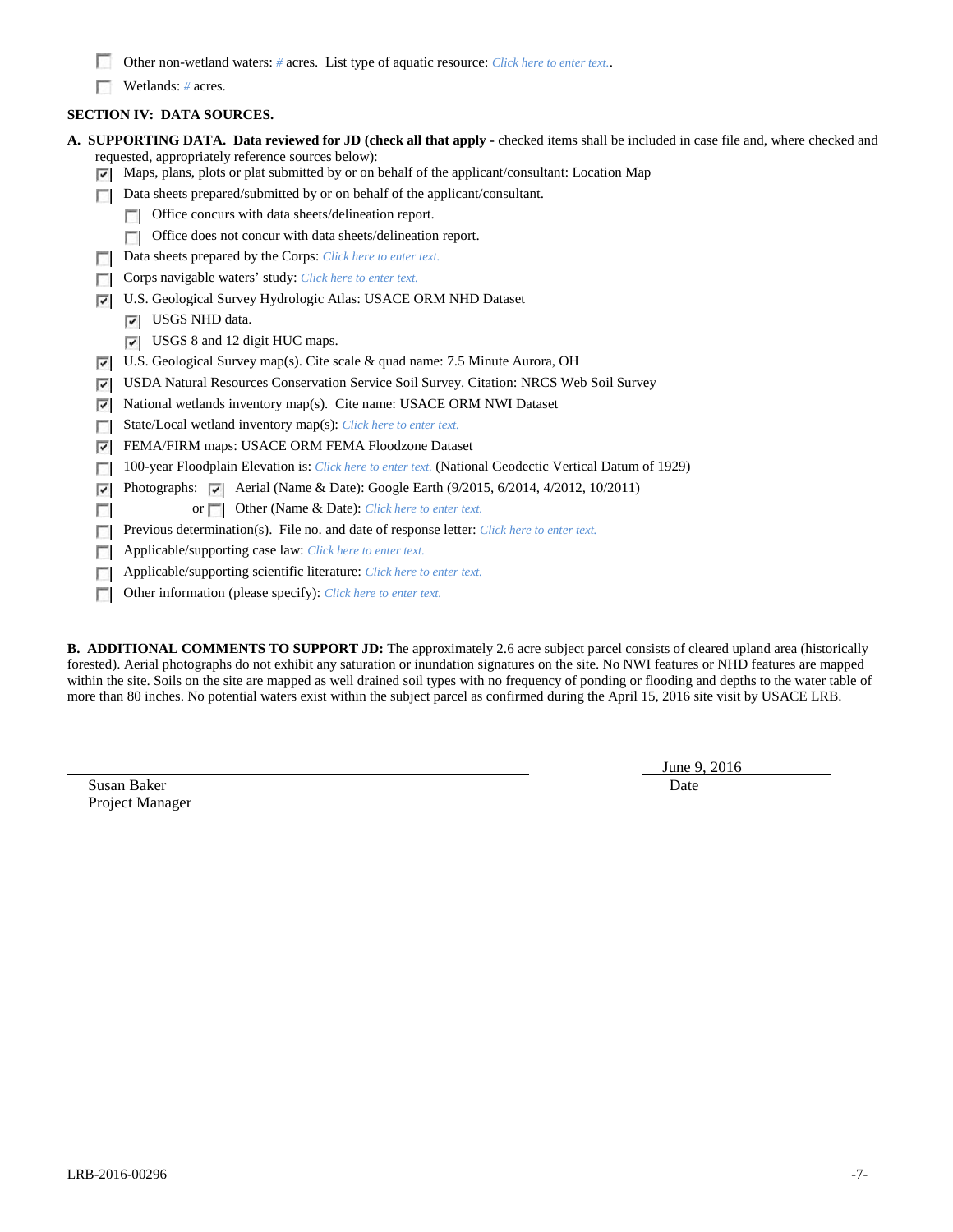- [ ] Other non-wetland waters: # acres. List type of aquatic resource: Click here to enter text..
- [ ] Wetlands: # acres.

**SECTION IV: DATA SOURCES.**

**A. SUPPORTING DATA. Data reviewed for JD (check all that apply** - checked items shall be included in case file and, where checked and requested, appropriately reference sources below):

- [x] Maps, plans, plots or plat submitted by or on behalf of the applicant/consultant: Location Map
- [ ] Data sheets prepared/submitted by or on behalf of the applicant/consultant.
  - [ ] Office concurs with data sheets/delineation report.
  - [ ] Office does not concur with data sheets/delineation report.
- [ ] Data sheets prepared by the Corps: Click here to enter text.
- [ ] Corps navigable waters' study: Click here to enter text.
- [x] U.S. Geological Survey Hydrologic Atlas: USACE ORM NHD Dataset
  - [x] USGS NHD data.
  - [x] USGS 8 and 12 digit HUC maps.
- [x] U.S. Geological Survey map(s). Cite scale & quad name: 7.5 Minute Aurora, OH
- [x] USDA Natural Resources Conservation Service Soil Survey. Citation: NRCS Web Soil Survey
- [x] National wetlands inventory map(s). Cite name: USACE ORM NWI Dataset
- [ ] State/Local wetland inventory map(s): Click here to enter text.
- [x] FEMA/FIRM maps: USACE ORM FEMA Floodzone Dataset
- [ ] 100-year Floodplain Elevation is: Click here to enter text. (National Geodectic Vertical Datum of 1929)
- [x] Photographs: [x] Aerial (Name & Date): Google Earth (9/2015, 6/2014, 4/2012, 10/2011)
- [ ] or [ ] Other (Name & Date): Click here to enter text.
- [ ] Previous determination(s). File no. and date of response letter: Click here to enter text.
- [ ] Applicable/supporting case law: Click here to enter text.
- [ ] Applicable/supporting scientific literature: Click here to enter text.
- [ ] Other information (please specify): Click here to enter text.

**B. ADDITIONAL COMMENTS TO SUPPORT JD:** The approximately 2.6 acre subject parcel consists of cleared upland area (historically forested). Aerial photographs do not exhibit any saturation or inundation signatures on the site. No NWI features or NHD features are mapped within the site. Soils on the site are mapped as well drained soil types with no frequency of ponding or flooding and depths to the water table of more than 80 inches. No potential waters exist within the subject parcel as confirmed during the April 15, 2016 site visit by USACE LRB.

Susan Baker
Project Manager

June 9, 2016
Date

LRB-2016-00296